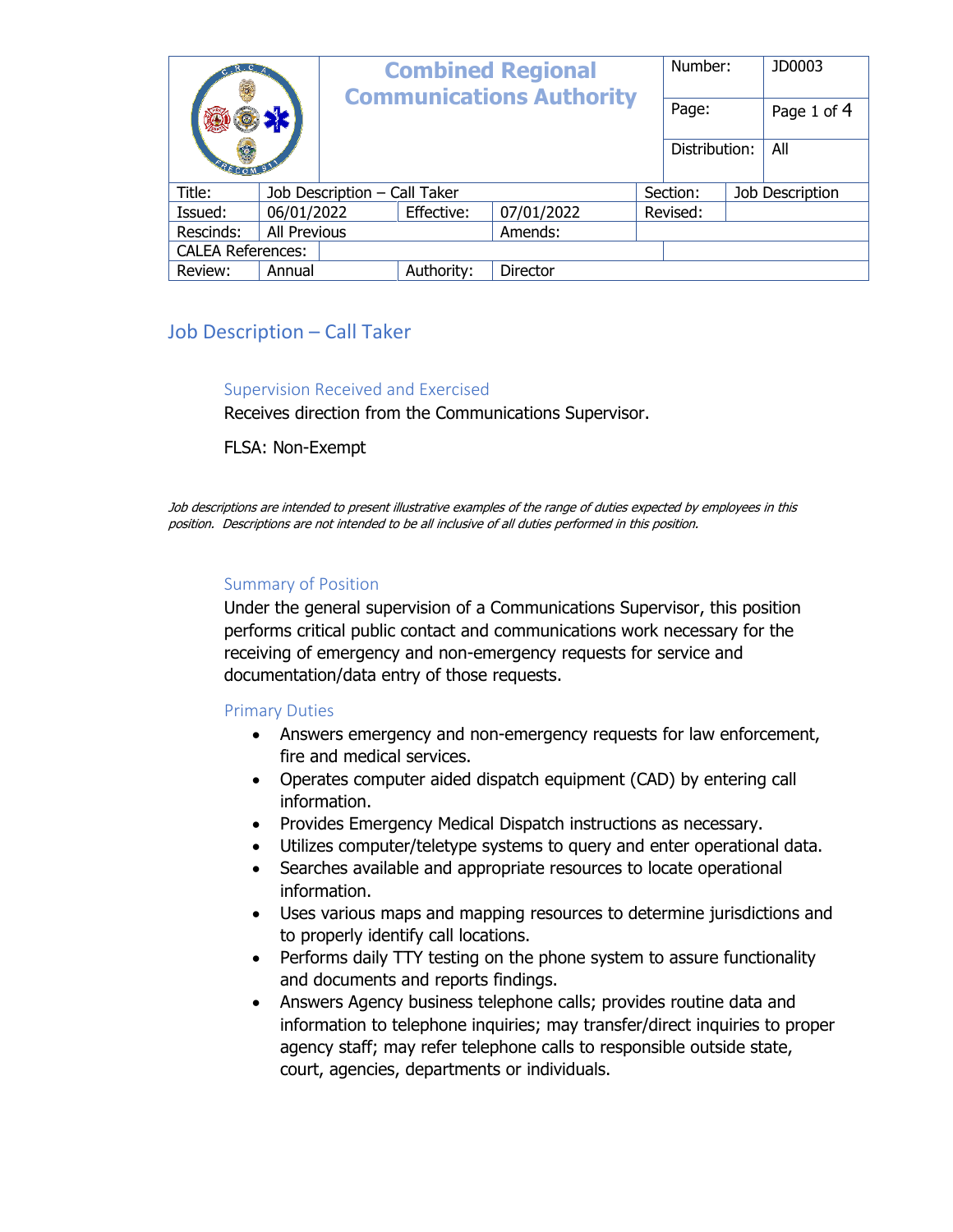| | Combined Regional Communications Authority | Number: | JD0003 |
|---|---|---|---|
| | | Page: | Page 1 of 4 |
| | | Distribution: | All |

| Title: | Job Description – Call Taker | | | Section: | Job Description |
|---|---|---|---|---|---|
| Issued: | 06/01/2022 | Effective: | 07/01/2022 | Revised: | |
| Rescinds: | All Previous | | Amends: | | |
| CALEA References: | | | | | |
| Review: | Annual | Authority: | Director | | |

# Job Description – Call Taker

## Supervision Received and Exercised

Receives direction from the Communications Supervisor.

FLSA: Non-Exempt

*Job descriptions are intended to present illustrative examples of the range of duties expected by employees in this position. Descriptions are not intended to be all inclusive of all duties performed in this position.*

## Summary of Position

Under the general supervision of a Communications Supervisor, this position performs critical public contact and communications work necessary for the receiving of emergency and non-emergency requests for service and documentation/data entry of those requests.

## Primary Duties

- Answers emergency and non-emergency requests for law enforcement, fire and medical services.
- Operates computer aided dispatch equipment (CAD) by entering call information.
- Provides Emergency Medical Dispatch instructions as necessary.
- Utilizes computer/teletype systems to query and enter operational data.
- Searches available and appropriate resources to locate operational information.
- Uses various maps and mapping resources to determine jurisdictions and to properly identify call locations.
- Performs daily TTY testing on the phone system to assure functionality and documents and reports findings.
- Answers Agency business telephone calls; provides routine data and information to telephone inquiries; may transfer/direct inquiries to proper agency staff; may refer telephone calls to responsible outside state, court, agencies, departments or individuals.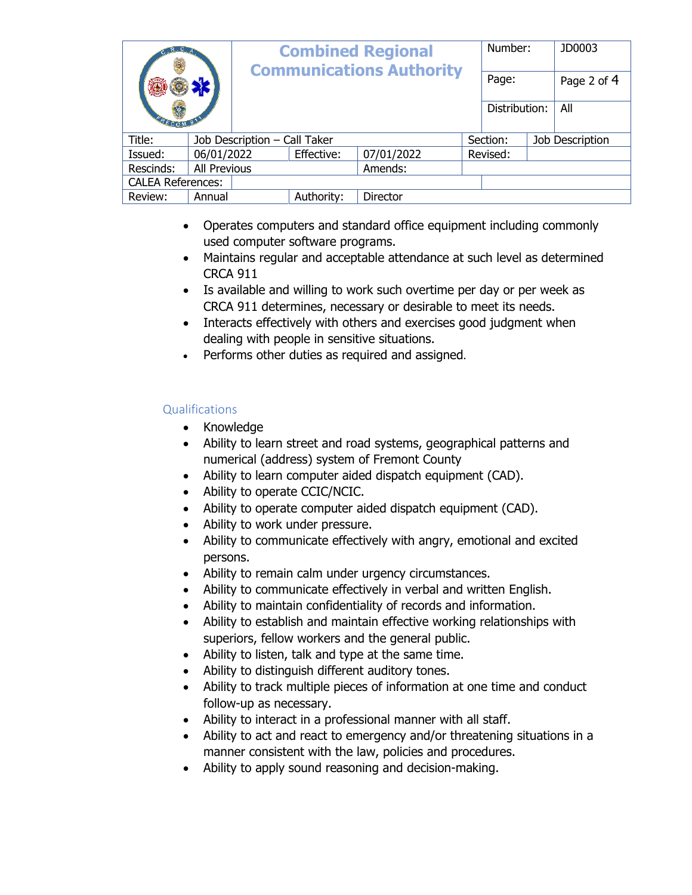- Operates computers and standard office equipment including commonly used computer software programs.
- Maintains regular and acceptable attendance at such level as determined CRCA 911
- Is available and willing to work such overtime per day or per week as CRCA 911 determines, necessary or desirable to meet its needs.
- Interacts effectively with others and exercises good judgment when dealing with people in sensitive situations.
- Performs other duties as required and assigned.

## Qualifications

- Knowledge
- Ability to learn street and road systems, geographical patterns and numerical (address) system of Fremont County
- Ability to learn computer aided dispatch equipment (CAD).
- Ability to operate CCIC/NCIC.
- Ability to operate computer aided dispatch equipment (CAD).
- Ability to work under pressure.
- Ability to communicate effectively with angry, emotional and excited persons.
- Ability to remain calm under urgency circumstances.
- Ability to communicate effectively in verbal and written English.
- Ability to maintain confidentiality of records and information.
- Ability to establish and maintain effective working relationships with superiors, fellow workers and the general public.
- Ability to listen, talk and type at the same time.
- Ability to distinguish different auditory tones.
- Ability to track multiple pieces of information at one time and conduct follow-up as necessary.
- Ability to interact in a professional manner with all staff.
- Ability to act and react to emergency and/or threatening situations in a manner consistent with the law, policies and procedures.
- Ability to apply sound reasoning and decision-making.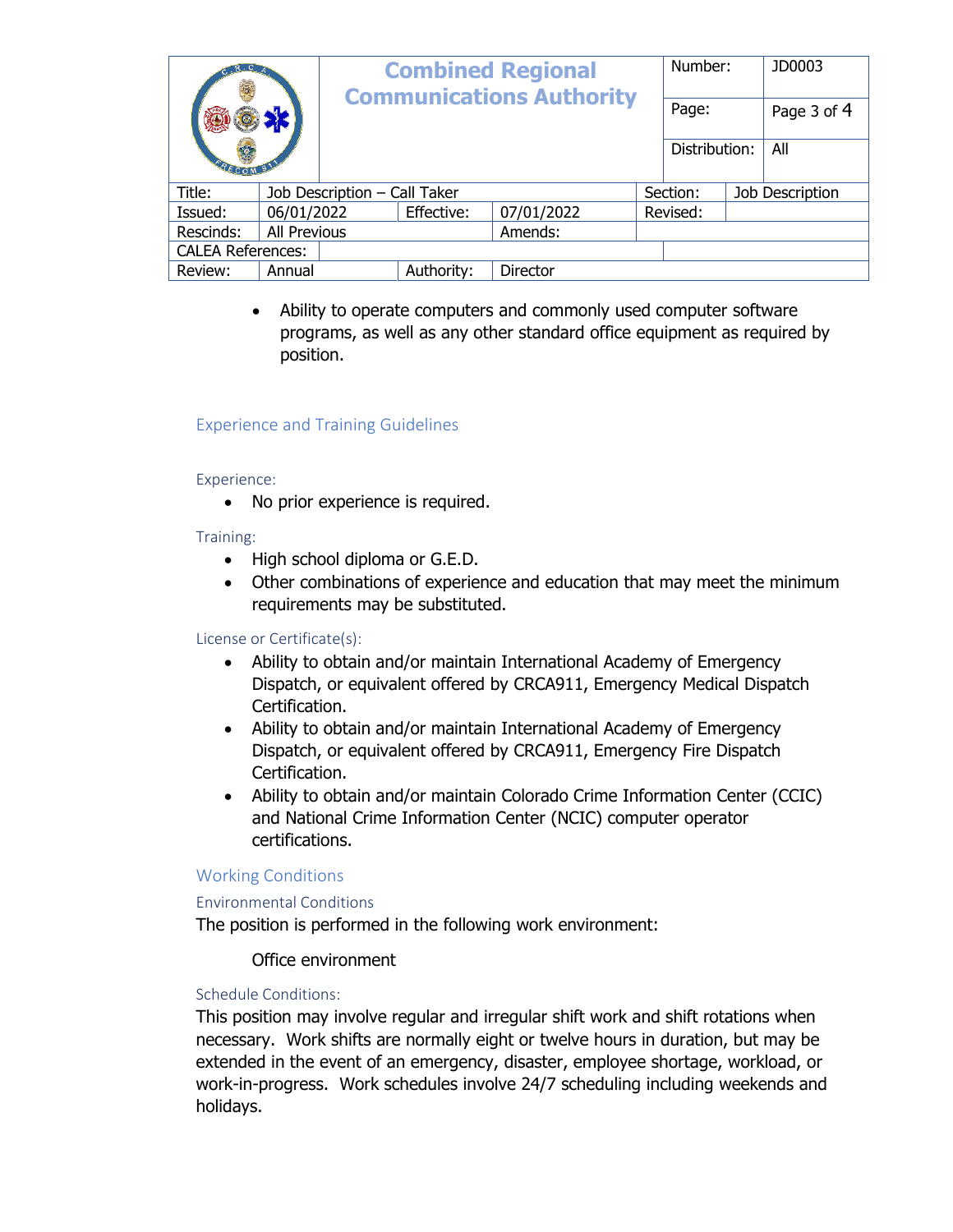- Ability to operate computers and commonly used computer software programs, as well as any other standard office equipment as required by position.

## Experience and Training Guidelines

### Experience:

- No prior experience is required.

### Training:

- High school diploma or G.E.D.
- Other combinations of experience and education that may meet the minimum requirements may be substituted.

### License or Certificate(s):

- Ability to obtain and/or maintain International Academy of Emergency Dispatch, or equivalent offered by CRCA911, Emergency Medical Dispatch Certification.
- Ability to obtain and/or maintain International Academy of Emergency Dispatch, or equivalent offered by CRCA911, Emergency Fire Dispatch Certification.
- Ability to obtain and/or maintain Colorado Crime Information Center (CCIC) and National Crime Information Center (NCIC) computer operator certifications.

## Working Conditions

### Environmental Conditions

The position is performed in the following work environment:

Office environment

### Schedule Conditions:

This position may involve regular and irregular shift work and shift rotations when necessary. Work shifts are normally eight or twelve hours in duration, but may be extended in the event of an emergency, disaster, employee shortage, workload, or work-in-progress. Work schedules involve 24/7 scheduling including weekends and holidays.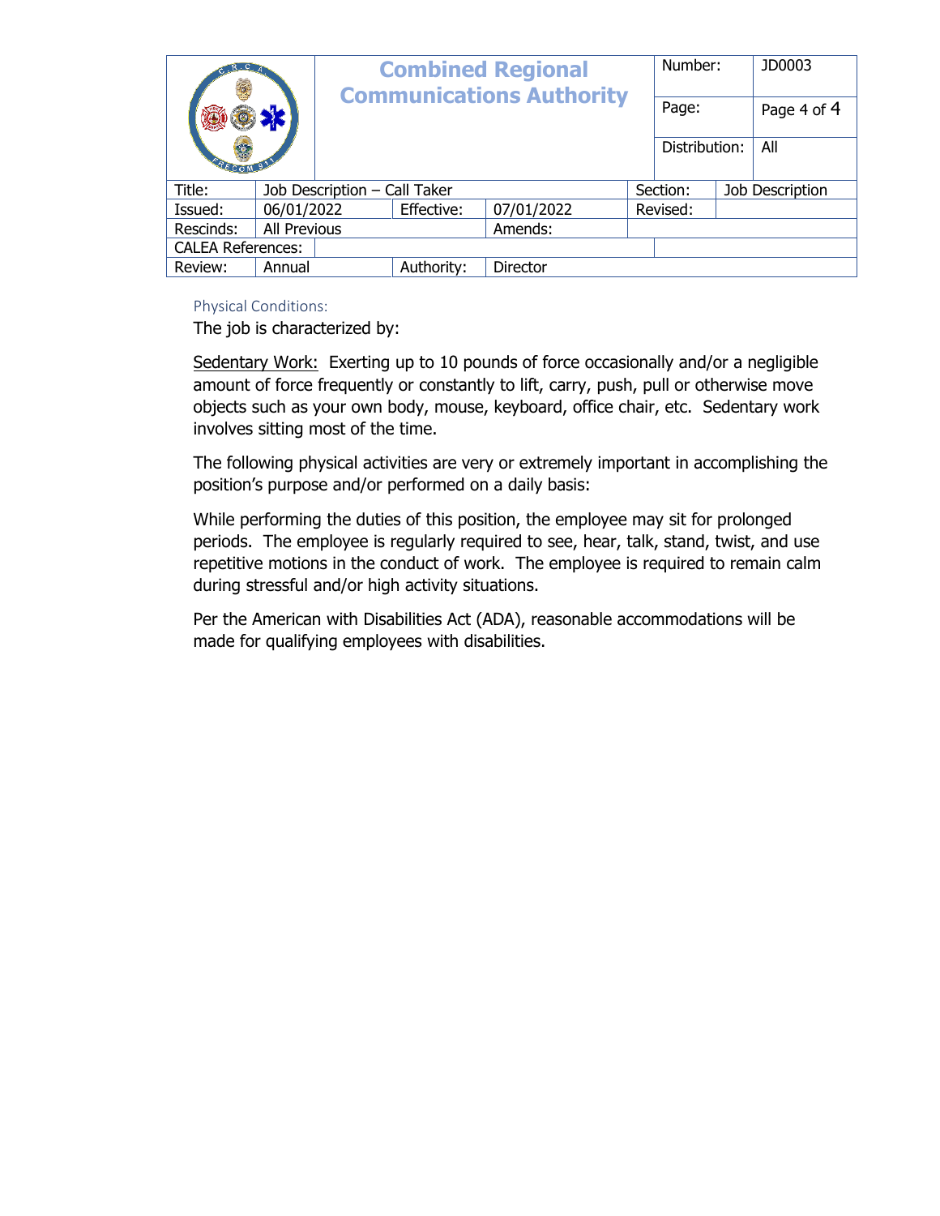Physical Conditions:

The job is characterized by:

Sedentary Work: Exerting up to 10 pounds of force occasionally and/or a negligible amount of force frequently or constantly to lift, carry, push, pull or otherwise move objects such as your own body, mouse, keyboard, office chair, etc. Sedentary work involves sitting most of the time.

The following physical activities are very or extremely important in accomplishing the position's purpose and/or performed on a daily basis:

While performing the duties of this position, the employee may sit for prolonged periods. The employee is regularly required to see, hear, talk, stand, twist, and use repetitive motions in the conduct of work. The employee is required to remain calm during stressful and/or high activity situations.

Per the American with Disabilities Act (ADA), reasonable accommodations will be made for qualifying employees with disabilities.